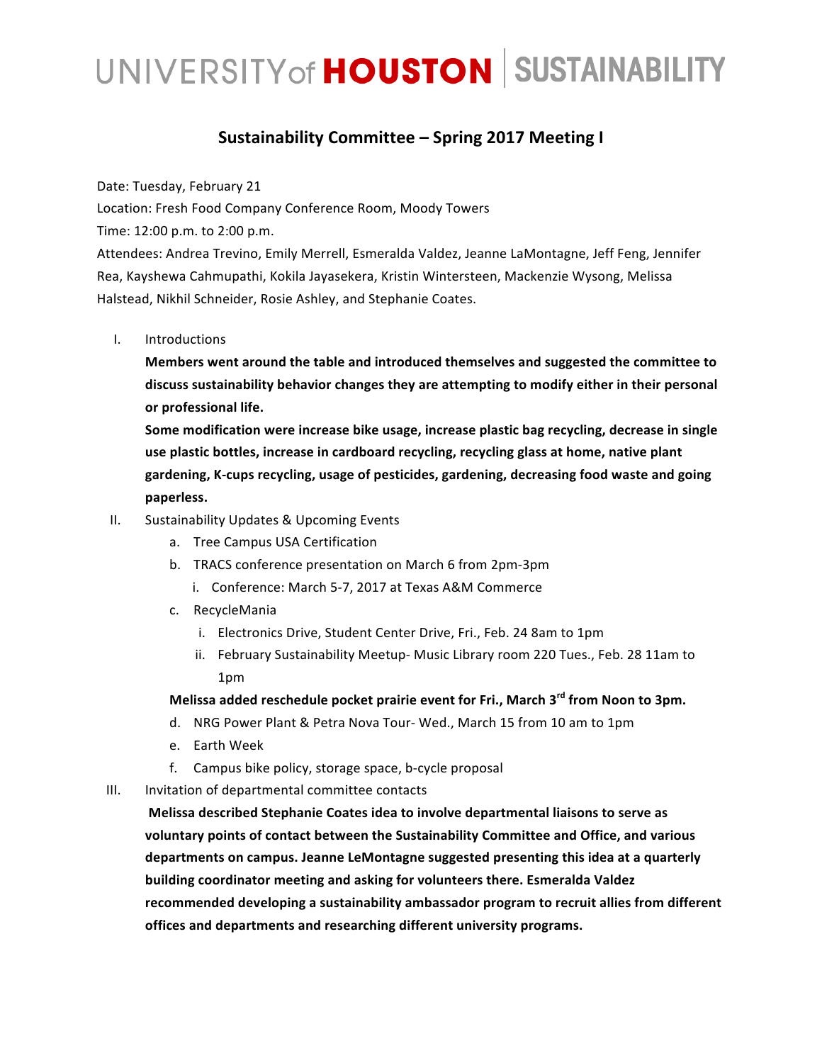# UNIVERSITY of HOUSTON | SUSTAINABILITY

## Sustainability Committee – Spring 2017 Meeting I

Date: Tuesday, February 21

Location: Fresh Food Company Conference Room, Moody Towers

Time: 12:00 p.m. to 2:00 p.m.

Attendees: Andrea Trevino, Emily Merrell, Esmeralda Valdez, Jeanne LaMontagne, Jeff Feng, Jennifer Rea, Kayshewa Cahmupathi, Kokila Jayasekera, Kristin Wintersteen, Mackenzie Wysong, Melissa Halstead, Nikhil Schneider, Rosie Ashley, and Stephanie Coates.

I. Introductions

   **Members went around the table and introduced themselves and suggested the committee to discuss sustainability behavior changes they are attempting to modify either in their personal or professional life.**

   **Some modification were increase bike usage, increase plastic bag recycling, decrease in single use plastic bottles, increase in cardboard recycling, recycling glass at home, native plant gardening, K-cups recycling, usage of pesticides, gardening, decreasing food waste and going paperless.**

II. Sustainability Updates & Upcoming Events
   a. Tree Campus USA Certification
   b. TRACS conference presentation on March 6 from 2pm-3pm
      i. Conference: March 5-7, 2017 at Texas A&M Commerce
   c. RecycleMania
      i. Electronics Drive, Student Center Drive, Fri., Feb. 24 8am to 1pm
      ii. February Sustainability Meetup- Music Library room 220 Tues., Feb. 28 11am to 1pm

   **Melissa added reschedule pocket prairie event for Fri., March 3rd from Noon to 3pm.**

   d. NRG Power Plant & Petra Nova Tour- Wed., March 15 from 10 am to 1pm
   e. Earth Week
   f. Campus bike policy, storage space, b-cycle proposal

III. Invitation of departmental committee contacts

   **Melissa described Stephanie Coates idea to involve departmental liaisons to serve as voluntary points of contact between the Sustainability Committee and Office, and various departments on campus. Jeanne LeMontagne suggested presenting this idea at a quarterly building coordinator meeting and asking for volunteers there. Esmeralda Valdez recommended developing a sustainability ambassador program to recruit allies from different offices and departments and researching different university programs.**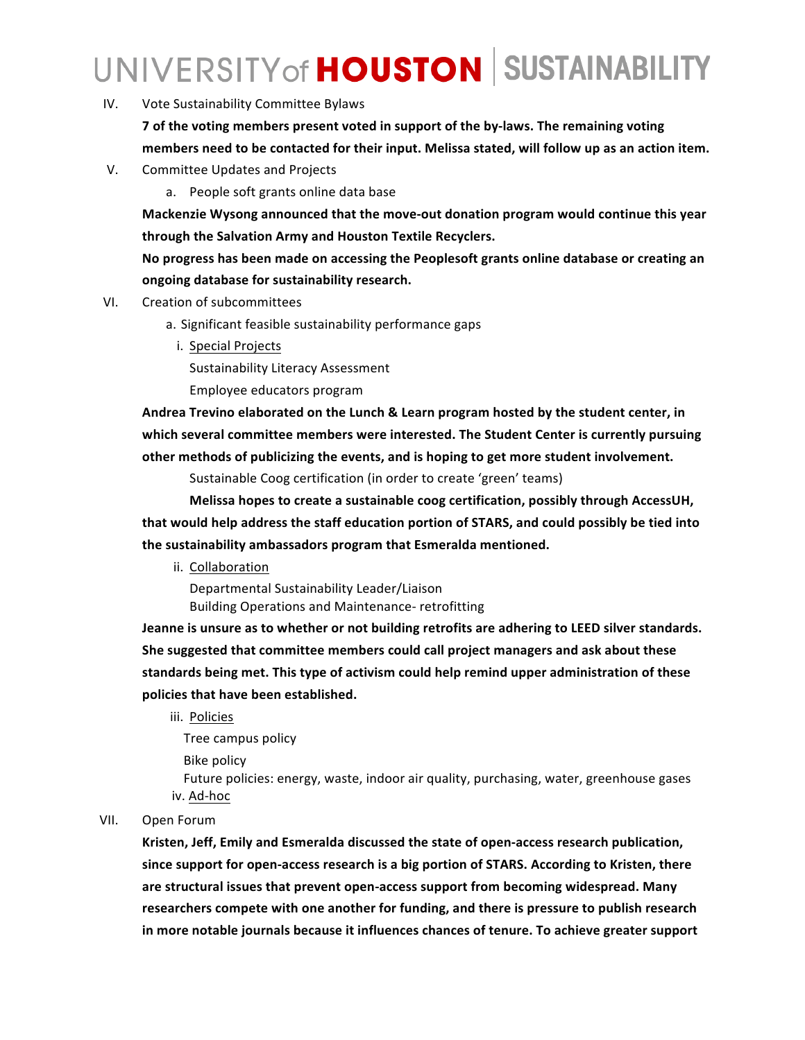IV. Vote Sustainability Committee Bylaws

**7 of the voting members present voted in support of the by-laws. The remaining voting members need to be contacted for their input. Melissa stated, will follow up as an action item.**

V. Committee Updates and Projects

a. People soft grants online data base

**Mackenzie Wysong announced that the move-out donation program would continue this year through the Salvation Army and Houston Textile Recyclers.**

**No progress has been made on accessing the Peoplesoft grants online database or creating an ongoing database for sustainability research.**

VI. Creation of subcommittees

a. Significant feasible sustainability performance gaps

i. Special Projects

Sustainability Literacy Assessment

Employee educators program

**Andrea Trevino elaborated on the Lunch & Learn program hosted by the student center, in which several committee members were interested. The Student Center is currently pursuing other methods of publicizing the events, and is hoping to get more student involvement.**

Sustainable Coog certification (in order to create 'green' teams)

**Melissa hopes to create a sustainable coog certification, possibly through AccessUH, that would help address the staff education portion of STARS, and could possibly be tied into the sustainability ambassadors program that Esmeralda mentioned.**

ii. Collaboration

Departmental Sustainability Leader/Liaison

Building Operations and Maintenance- retrofitting

**Jeanne is unsure as to whether or not building retrofits are adhering to LEED silver standards. She suggested that committee members could call project managers and ask about these standards being met. This type of activism could help remind upper administration of these policies that have been established.**

iii. Policies

Tree campus policy

Bike policy

Future policies: energy, waste, indoor air quality, purchasing, water, greenhouse gases

iv. Ad-hoc

VII. Open Forum

**Kristen, Jeff, Emily and Esmeralda discussed the state of open-access research publication, since support for open-access research is a big portion of STARS. According to Kristen, there are structural issues that prevent open-access support from becoming widespread. Many researchers compete with one another for funding, and there is pressure to publish research in more notable journals because it influences chances of tenure. To achieve greater support**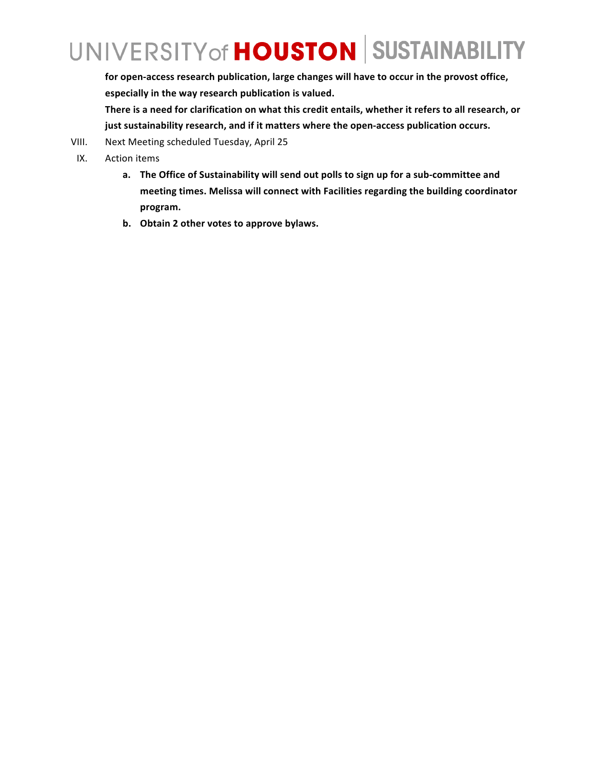**for open-access research publication, large changes will have to occur in the provost office, especially in the way research publication is valued.**

**There is a need for clarification on what this credit entails, whether it refers to all research, or just sustainability research, and if it matters where the open-access publication occurs.**

VIII. Next Meeting scheduled Tuesday, April 25

IX. Action items

a. **The Office of Sustainability will send out polls to sign up for a sub-committee and meeting times. Melissa will connect with Facilities regarding the building coordinator program.**

b. **Obtain 2 other votes to approve bylaws.**